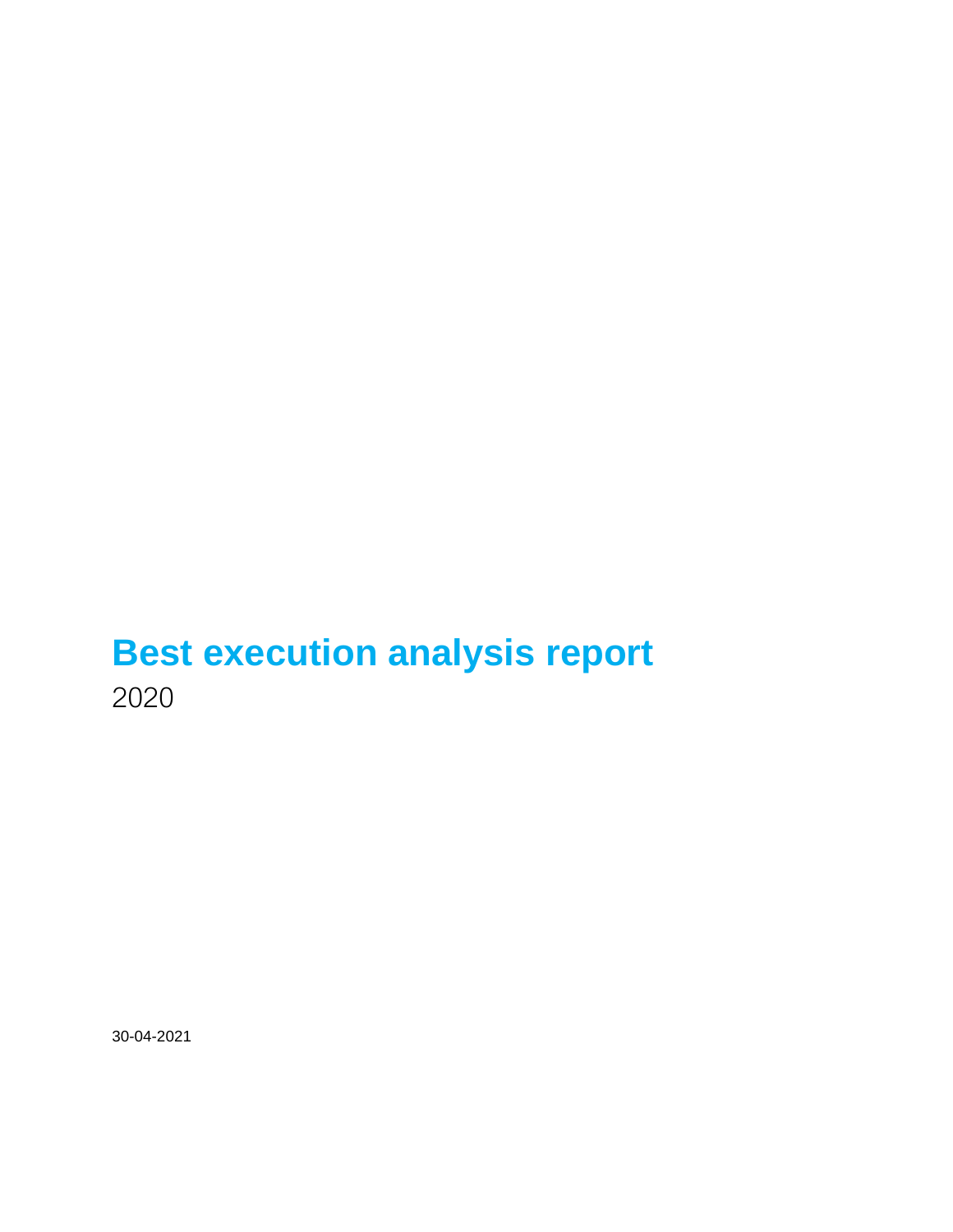# Best execution analysis report

2020

30-04-2021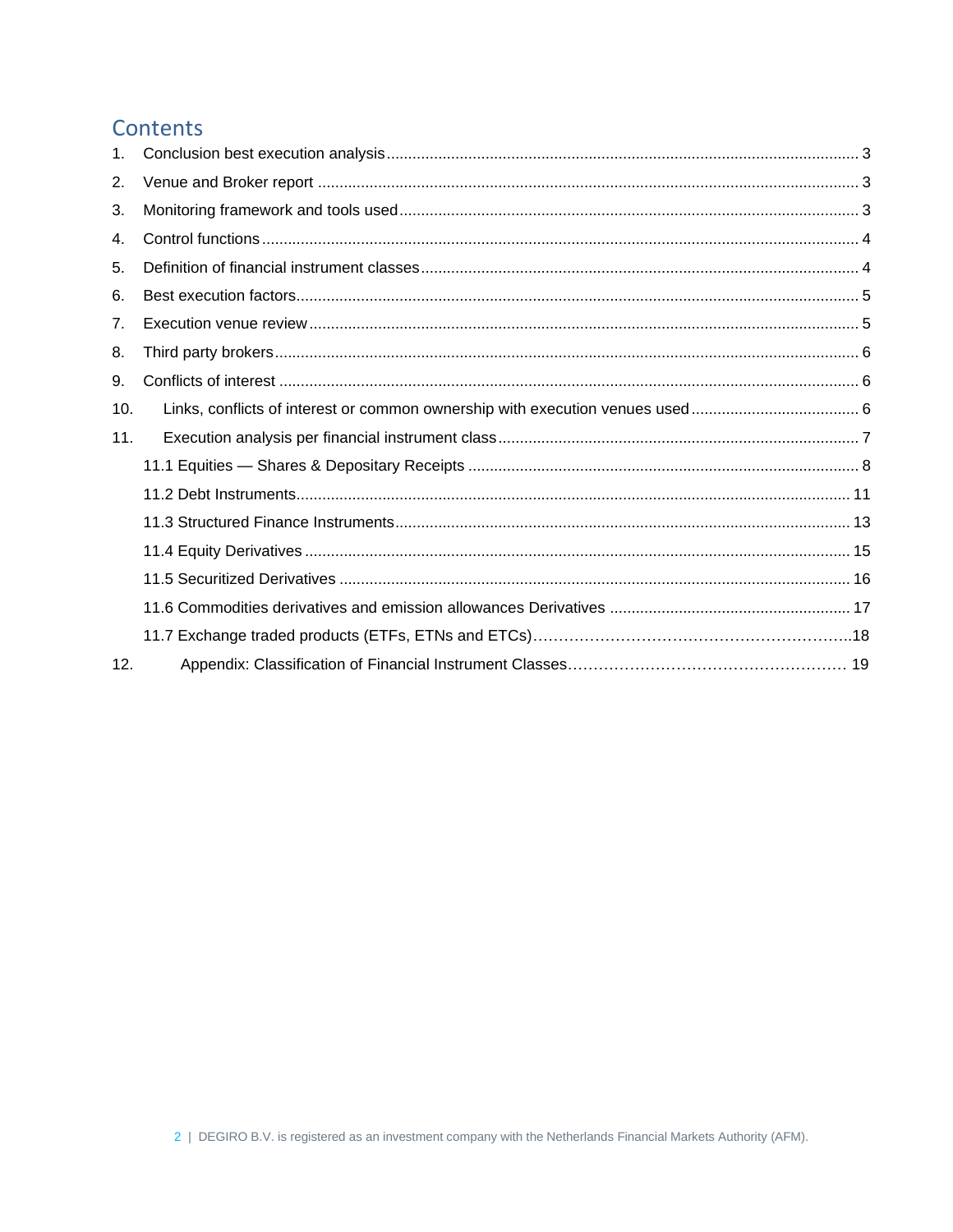# Contents

1. Conclusion best execution analysis ........................................ 3
2. Venue and Broker report ........................................ 3
3. Monitoring framework and tools used ........................................ 3
4. Control functions ........................................ 4
5. Definition of financial instrument classes ........................................ 4
6. Best execution factors ........................................ 5
7. Execution venue review ........................................ 5
8. Third party brokers ........................................ 6
9. Conflicts of interest ........................................ 6
10. Links, conflicts of interest or common ownership with execution venues used ........................................ 6
11. Execution analysis per financial instrument class ........................................ 7
    - 11.1 Equities — Shares & Depositary Receipts ........................................ 8
    - 11.2 Debt Instruments ........................................ 11
    - 11.3 Structured Finance Instruments ........................................ 13
    - 11.4 Equity Derivatives ........................................ 15
    - 11.5 Securitized Derivatives ........................................ 16
    - 11.6 Commodities derivatives and emission allowances Derivatives ........................................ 17
    - 11.7 Exchange traded products (ETFs, ETNs and ETCs)........................................18
12. Appendix: Classification of Financial Instrument Classes........................................ 19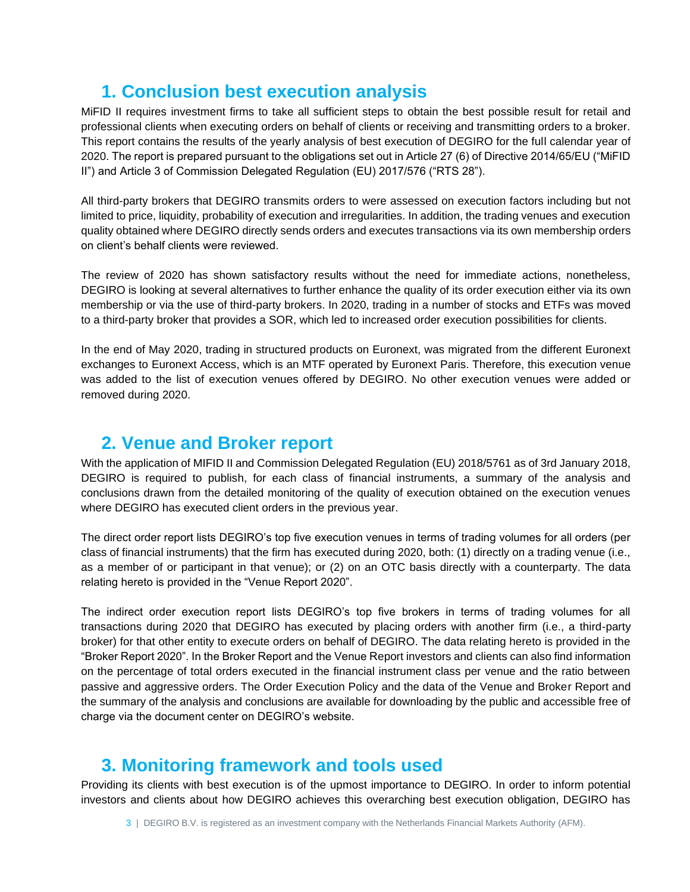# 1. Conclusion best execution analysis

MiFID II requires investment firms to take all sufficient steps to obtain the best possible result for retail and professional clients when executing orders on behalf of clients or receiving and transmitting orders to a broker. This report contains the results of the yearly analysis of best execution of DEGIRO for the full calendar year of 2020. The report is prepared pursuant to the obligations set out in Article 27 (6) of Directive 2014/65/EU ("MiFID II") and Article 3 of Commission Delegated Regulation (EU) 2017/576 ("RTS 28").

All third-party brokers that DEGIRO transmits orders to were assessed on execution factors including but not limited to price, liquidity, probability of execution and irregularities. In addition, the trading venues and execution quality obtained where DEGIRO directly sends orders and executes transactions via its own membership orders on client's behalf clients were reviewed.

The review of 2020 has shown satisfactory results without the need for immediate actions, nonetheless, DEGIRO is looking at several alternatives to further enhance the quality of its order execution either via its own membership or via the use of third-party brokers. In 2020, trading in a number of stocks and ETFs was moved to a third-party broker that provides a SOR, which led to increased order execution possibilities for clients.

In the end of May 2020, trading in structured products on Euronext, was migrated from the different Euronext exchanges to Euronext Access, which is an MTF operated by Euronext Paris. Therefore, this execution venue was added to the list of execution venues offered by DEGIRO. No other execution venues were added or removed during 2020.

# 2. Venue and Broker report

With the application of MIFID II and Commission Delegated Regulation (EU) 2018/5761 as of 3rd January 2018, DEGIRO is required to publish, for each class of financial instruments, a summary of the analysis and conclusions drawn from the detailed monitoring of the quality of execution obtained on the execution venues where DEGIRO has executed client orders in the previous year.

The direct order report lists DEGIRO's top five execution venues in terms of trading volumes for all orders (per class of financial instruments) that the firm has executed during 2020, both: (1) directly on a trading venue (i.e., as a member of or participant in that venue); or (2) on an OTC basis directly with a counterparty. The data relating hereto is provided in the "Venue Report 2020".

The indirect order execution report lists DEGIRO's top five brokers in terms of trading volumes for all transactions during 2020 that DEGIRO has executed by placing orders with another firm (i.e., a third-party broker) for that other entity to execute orders on behalf of DEGIRO. The data relating hereto is provided in the "Broker Report 2020". In the Broker Report and the Venue Report investors and clients can also find information on the percentage of total orders executed in the financial instrument class per venue and the ratio between passive and aggressive orders. The Order Execution Policy and the data of the Venue and Broker Report and the summary of the analysis and conclusions are available for downloading by the public and accessible free of charge via the document center on DEGIRO's website.

# 3. Monitoring framework and tools used

Providing its clients with best execution is of the upmost importance to DEGIRO. In order to inform potential investors and clients about how DEGIRO achieves this overarching best execution obligation, DEGIRO has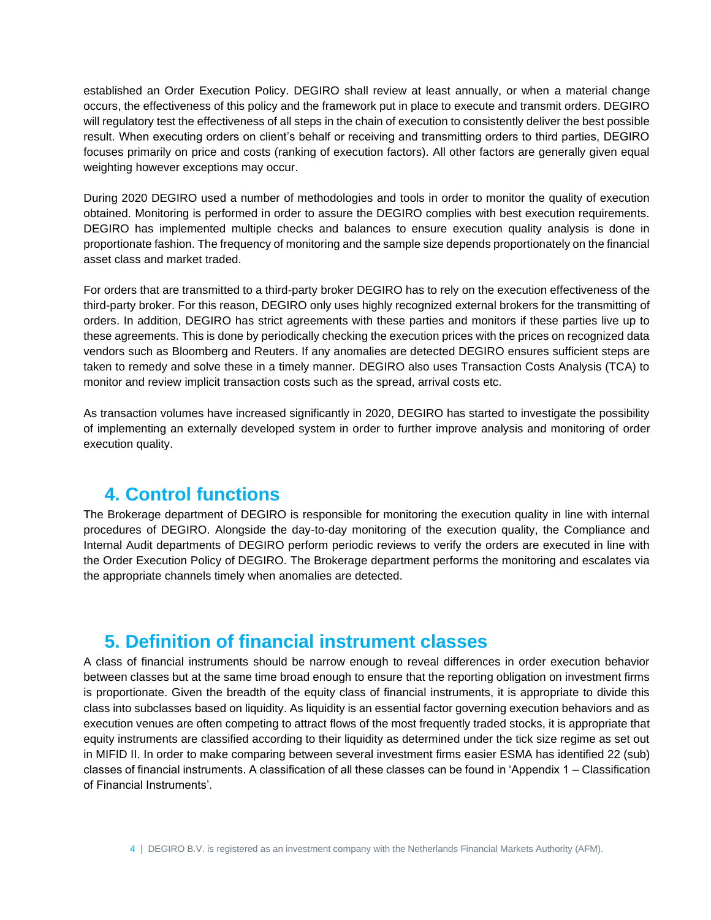established an Order Execution Policy. DEGIRO shall review at least annually, or when a material change occurs, the effectiveness of this policy and the framework put in place to execute and transmit orders. DEGIRO will regulatory test the effectiveness of all steps in the chain of execution to consistently deliver the best possible result. When executing orders on client's behalf or receiving and transmitting orders to third parties, DEGIRO focuses primarily on price and costs (ranking of execution factors). All other factors are generally given equal weighting however exceptions may occur.

During 2020 DEGIRO used a number of methodologies and tools in order to monitor the quality of execution obtained. Monitoring is performed in order to assure the DEGIRO complies with best execution requirements. DEGIRO has implemented multiple checks and balances to ensure execution quality analysis is done in proportionate fashion. The frequency of monitoring and the sample size depends proportionately on the financial asset class and market traded.

For orders that are transmitted to a third-party broker DEGIRO has to rely on the execution effectiveness of the third-party broker. For this reason, DEGIRO only uses highly recognized external brokers for the transmitting of orders. In addition, DEGIRO has strict agreements with these parties and monitors if these parties live up to these agreements. This is done by periodically checking the execution prices with the prices on recognized data vendors such as Bloomberg and Reuters. If any anomalies are detected DEGIRO ensures sufficient steps are taken to remedy and solve these in a timely manner. DEGIRO also uses Transaction Costs Analysis (TCA) to monitor and review implicit transaction costs such as the spread, arrival costs etc.

As transaction volumes have increased significantly in 2020, DEGIRO has started to investigate the possibility of implementing an externally developed system in order to further improve analysis and monitoring of order execution quality.

## 4. Control functions

The Brokerage department of DEGIRO is responsible for monitoring the execution quality in line with internal procedures of DEGIRO. Alongside the day-to-day monitoring of the execution quality, the Compliance and Internal Audit departments of DEGIRO perform periodic reviews to verify the orders are executed in line with the Order Execution Policy of DEGIRO. The Brokerage department performs the monitoring and escalates via the appropriate channels timely when anomalies are detected.

## 5. Definition of financial instrument classes

A class of financial instruments should be narrow enough to reveal differences in order execution behavior between classes but at the same time broad enough to ensure that the reporting obligation on investment firms is proportionate. Given the breadth of the equity class of financial instruments, it is appropriate to divide this class into subclasses based on liquidity. As liquidity is an essential factor governing execution behaviors and as execution venues are often competing to attract flows of the most frequently traded stocks, it is appropriate that equity instruments are classified according to their liquidity as determined under the tick size regime as set out in MIFID II. In order to make comparing between several investment firms easier ESMA has identified 22 (sub) classes of financial instruments. A classification of all these classes can be found in 'Appendix 1 – Classification of Financial Instruments'.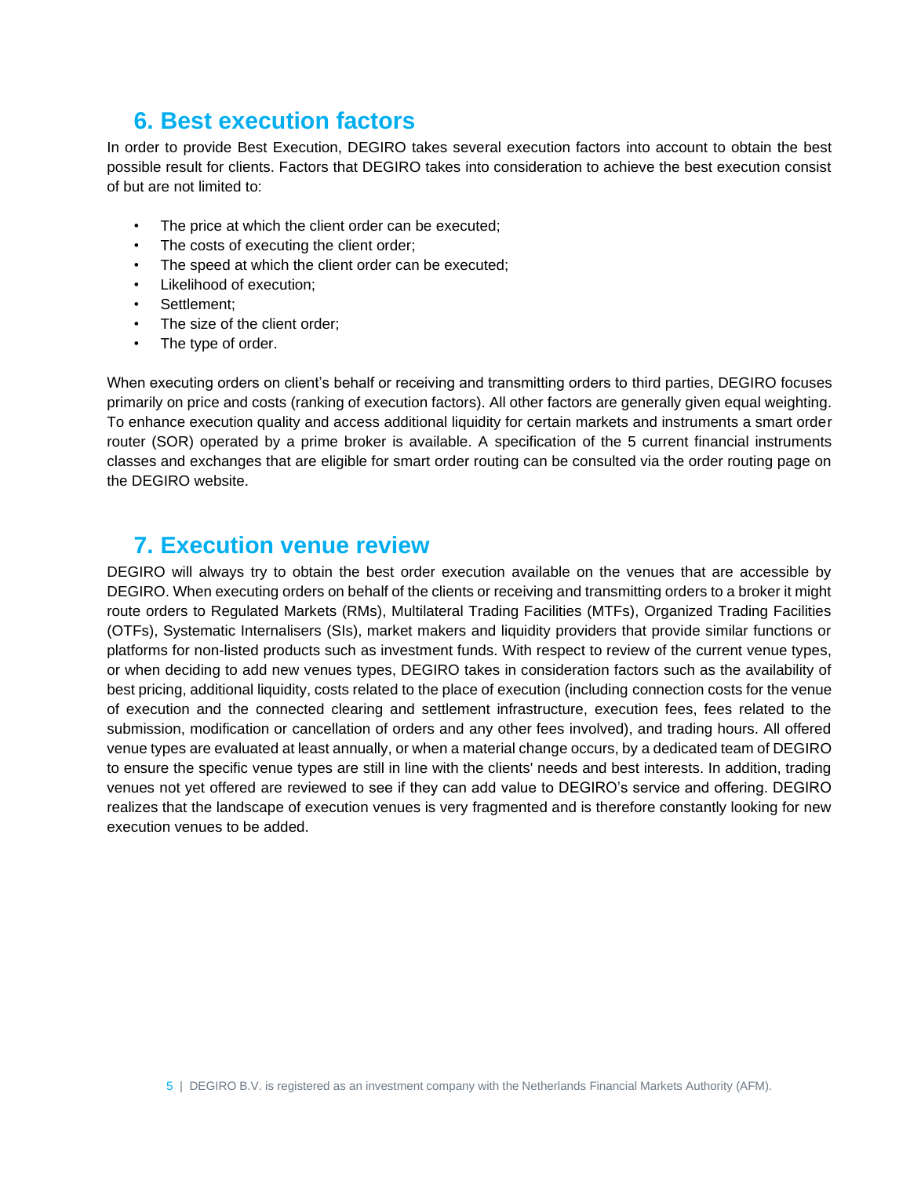## 6. Best execution factors

In order to provide Best Execution, DEGIRO takes several execution factors into account to obtain the best possible result for clients. Factors that DEGIRO takes into consideration to achieve the best execution consist of but are not limited to:

- The price at which the client order can be executed;
- The costs of executing the client order;
- The speed at which the client order can be executed;
- Likelihood of execution;
- Settlement;
- The size of the client order;
- The type of order.

When executing orders on client's behalf or receiving and transmitting orders to third parties, DEGIRO focuses primarily on price and costs (ranking of execution factors). All other factors are generally given equal weighting. To enhance execution quality and access additional liquidity for certain markets and instruments a smart order router (SOR) operated by a prime broker is available. A specification of the 5 current financial instruments classes and exchanges that are eligible for smart order routing can be consulted via the order routing page on the DEGIRO website.

## 7. Execution venue review

DEGIRO will always try to obtain the best order execution available on the venues that are accessible by DEGIRO. When executing orders on behalf of the clients or receiving and transmitting orders to a broker it might route orders to Regulated Markets (RMs), Multilateral Trading Facilities (MTFs), Organized Trading Facilities (OTFs), Systematic Internalisers (SIs), market makers and liquidity providers that provide similar functions or platforms for non-listed products such as investment funds. With respect to review of the current venue types, or when deciding to add new venues types, DEGIRO takes in consideration factors such as the availability of best pricing, additional liquidity, costs related to the place of execution (including connection costs for the venue of execution and the connected clearing and settlement infrastructure, execution fees, fees related to the submission, modification or cancellation of orders and any other fees involved), and trading hours. All offered venue types are evaluated at least annually, or when a material change occurs, by a dedicated team of DEGIRO to ensure the specific venue types are still in line with the clients' needs and best interests. In addition, trading venues not yet offered are reviewed to see if they can add value to DEGIRO's service and offering. DEGIRO realizes that the landscape of execution venues is very fragmented and is therefore constantly looking for new execution venues to be added.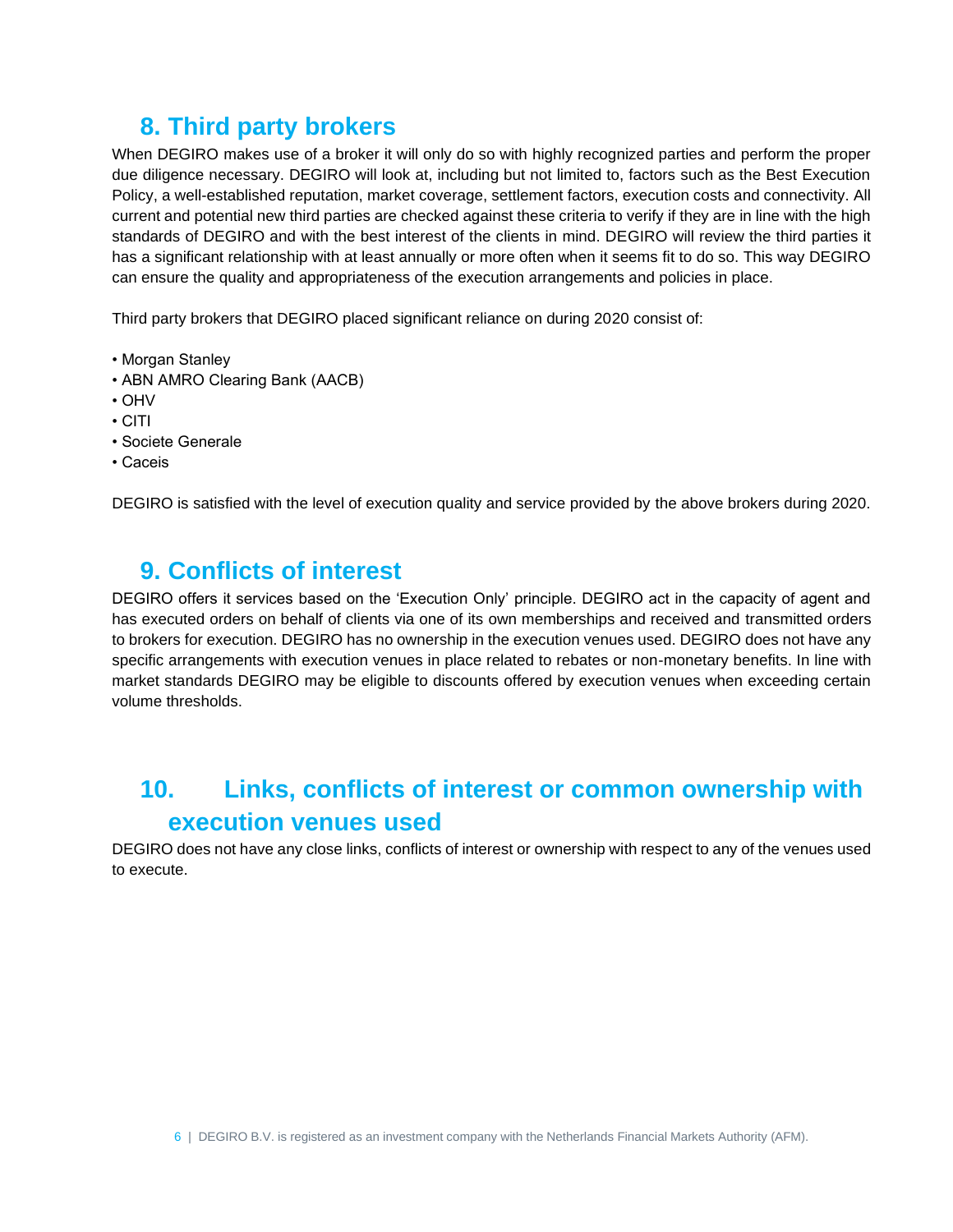## 8. Third party brokers

When DEGIRO makes use of a broker it will only do so with highly recognized parties and perform the proper due diligence necessary. DEGIRO will look at, including but not limited to, factors such as the Best Execution Policy, a well-established reputation, market coverage, settlement factors, execution costs and connectivity. All current and potential new third parties are checked against these criteria to verify if they are in line with the high standards of DEGIRO and with the best interest of the clients in mind. DEGIRO will review the third parties it has a significant relationship with at least annually or more often when it seems fit to do so. This way DEGIRO can ensure the quality and appropriateness of the execution arrangements and policies in place.

Third party brokers that DEGIRO placed significant reliance on during 2020 consist of:

- Morgan Stanley
- ABN AMRO Clearing Bank (AACB)
- OHV
- CITI
- Societe Generale
- Caceis

DEGIRO is satisfied with the level of execution quality and service provided by the above brokers during 2020.

## 9. Conflicts of interest

DEGIRO offers it services based on the 'Execution Only' principle. DEGIRO act in the capacity of agent and has executed orders on behalf of clients via one of its own memberships and received and transmitted orders to brokers for execution. DEGIRO has no ownership in the execution venues used. DEGIRO does not have any specific arrangements with execution venues in place related to rebates or non-monetary benefits. In line with market standards DEGIRO may be eligible to discounts offered by execution venues when exceeding certain volume thresholds.

## 10. Links, conflicts of interest or common ownership with execution venues used

DEGIRO does not have any close links, conflicts of interest or ownership with respect to any of the venues used to execute.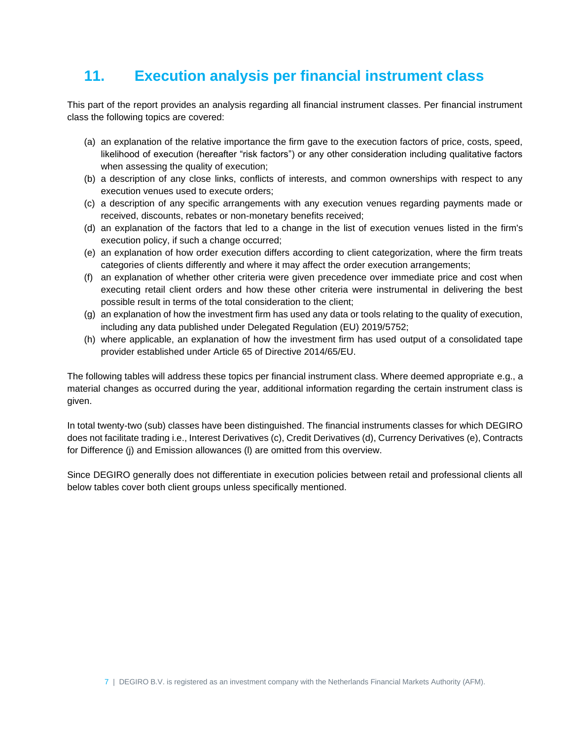## 11. Execution analysis per financial instrument class

This part of the report provides an analysis regarding all financial instrument classes. Per financial instrument class the following topics are covered:

(a) an explanation of the relative importance the firm gave to the execution factors of price, costs, speed, likelihood of execution (hereafter "risk factors") or any other consideration including qualitative factors when assessing the quality of execution;
(b) a description of any close links, conflicts of interests, and common ownerships with respect to any execution venues used to execute orders;
(c) a description of any specific arrangements with any execution venues regarding payments made or received, discounts, rebates or non-monetary benefits received;
(d) an explanation of the factors that led to a change in the list of execution venues listed in the firm's execution policy, if such a change occurred;
(e) an explanation of how order execution differs according to client categorization, where the firm treats categories of clients differently and where it may affect the order execution arrangements;
(f) an explanation of whether other criteria were given precedence over immediate price and cost when executing retail client orders and how these other criteria were instrumental in delivering the best possible result in terms of the total consideration to the client;
(g) an explanation of how the investment firm has used any data or tools relating to the quality of execution, including any data published under Delegated Regulation (EU) 2019/5752;
(h) where applicable, an explanation of how the investment firm has used output of a consolidated tape provider established under Article 65 of Directive 2014/65/EU.

The following tables will address these topics per financial instrument class. Where deemed appropriate e.g., a material changes as occurred during the year, additional information regarding the certain instrument class is given.

In total twenty-two (sub) classes have been distinguished. The financial instruments classes for which DEGIRO does not facilitate trading i.e., Interest Derivatives (c), Credit Derivatives (d), Currency Derivatives (e), Contracts for Difference (j) and Emission allowances (l) are omitted from this overview.

Since DEGIRO generally does not differentiate in execution policies between retail and professional clients all below tables cover both client groups unless specifically mentioned.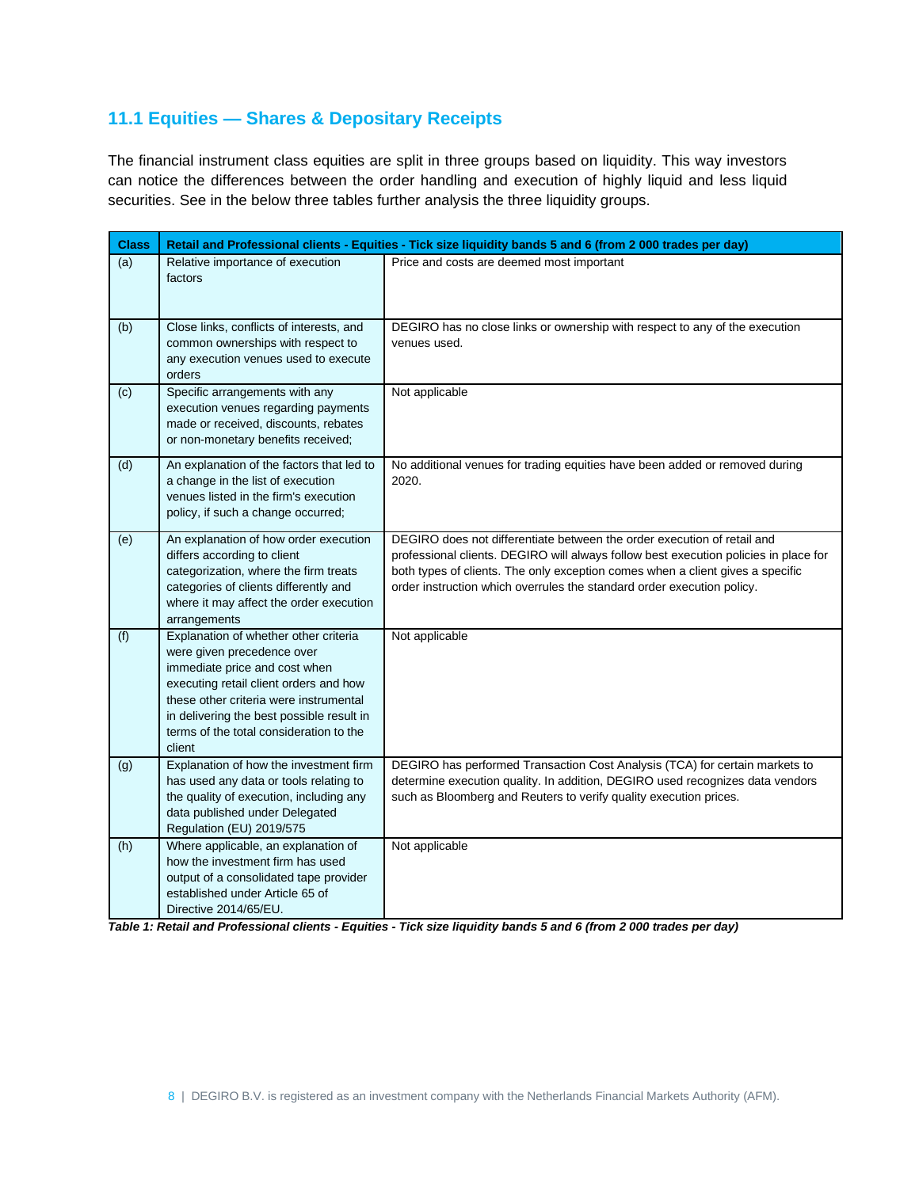## 11.1 Equities — Shares & Depositary Receipts

The financial instrument class equities are split in three groups based on liquidity. This way investors can notice the differences between the order handling and execution of highly liquid and less liquid securities. See in the below three tables further analysis the three liquidity groups.

| Class | Retail and Professional clients - Equities - Tick size liquidity bands 5 and 6 (from 2 000 trades per day) | |
|---|---|---|
| (a) | Relative importance of execution factors | Price and costs are deemed most important |
| (b) | Close links, conflicts of interests, and common ownerships with respect to any execution venues used to execute orders | DEGIRO has no close links or ownership with respect to any of the execution venues used. |
| (c) | Specific arrangements with any execution venues regarding payments made or received, discounts, rebates or non-monetary benefits received; | Not applicable |
| (d) | An explanation of the factors that led to a change in the list of execution venues listed in the firm's execution policy, if such a change occurred; | No additional venues for trading equities have been added or removed during 2020. |
| (e) | An explanation of how order execution differs according to client categorization, where the firm treats categories of clients differently and where it may affect the order execution arrangements | DEGIRO does not differentiate between the order execution of retail and professional clients. DEGIRO will always follow best execution policies in place for both types of clients. The only exception comes when a client gives a specific order instruction which overrules the standard order execution policy. |
| (f) | Explanation of whether other criteria were given precedence over immediate price and cost when executing retail client orders and how these other criteria were instrumental in delivering the best possible result in terms of the total consideration to the client | Not applicable |
| (g) | Explanation of how the investment firm has used any data or tools relating to the quality of execution, including any data published under Delegated Regulation (EU) 2019/575 | DEGIRO has performed Transaction Cost Analysis (TCA) for certain markets to determine execution quality. In addition, DEGIRO used recognizes data vendors such as Bloomberg and Reuters to verify quality execution prices. |
| (h) | Where applicable, an explanation of how the investment firm has used output of a consolidated tape provider established under Article 65 of Directive 2014/65/EU. | Not applicable |

***Table 1: Retail and Professional clients - Equities - Tick size liquidity bands 5 and 6 (from 2 000 trades per day)***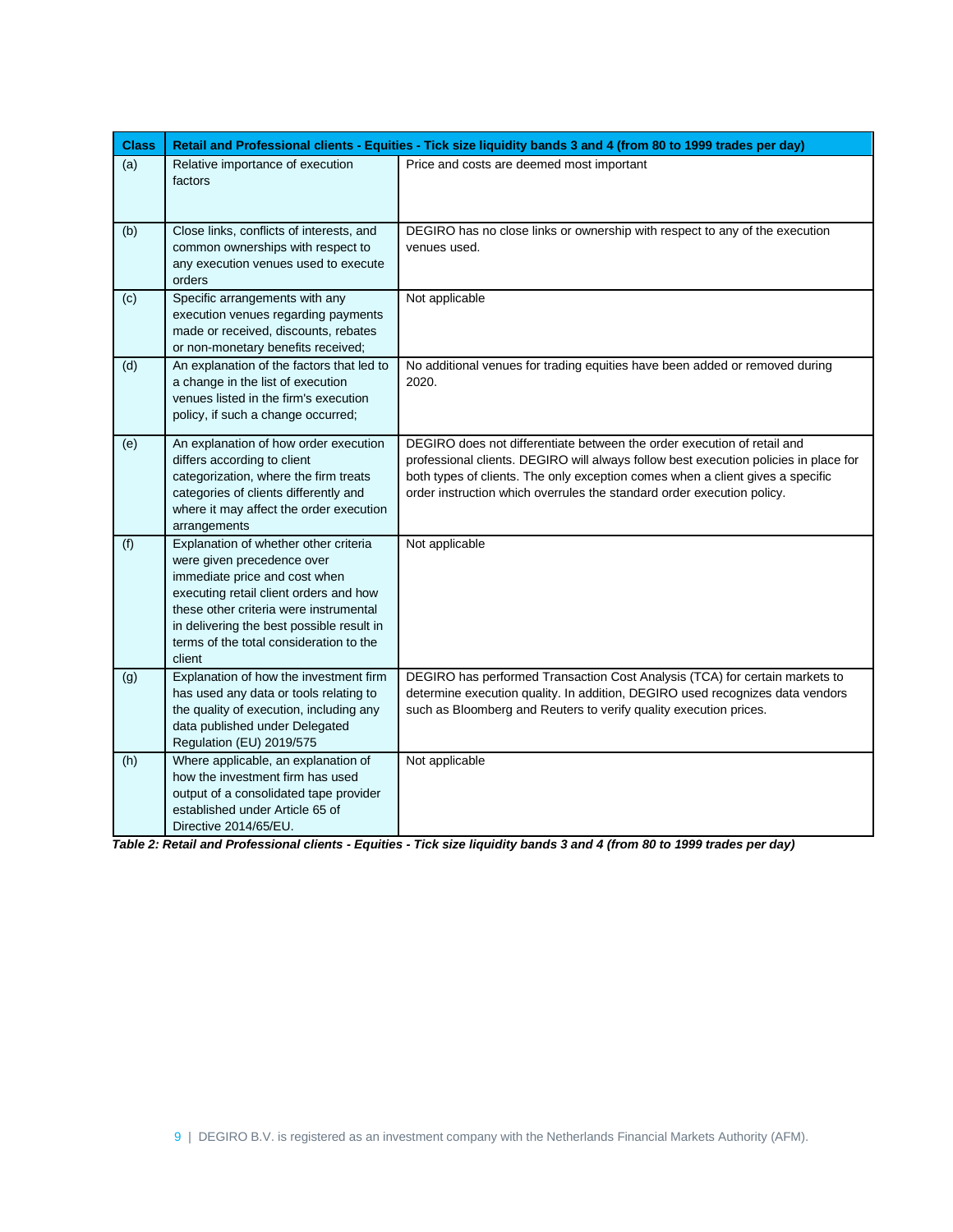| Class | Retail and Professional clients - Equities - Tick size liquidity bands 3 and 4 (from 80 to 1999 trades per day) | |
|---|---|---|
| (a) | Relative importance of execution factors | Price and costs are deemed most important |
| (b) | Close links, conflicts of interests, and common ownerships with respect to any execution venues used to execute orders | DEGIRO has no close links or ownership with respect to any of the execution venues used. |
| (c) | Specific arrangements with any execution venues regarding payments made or received, discounts, rebates or non-monetary benefits received; | Not applicable |
| (d) | An explanation of the factors that led to a change in the list of execution venues listed in the firm's execution policy, if such a change occurred; | No additional venues for trading equities have been added or removed during 2020. |
| (e) | An explanation of how order execution differs according to client categorization, where the firm treats categories of clients differently and where it may affect the order execution arrangements | DEGIRO does not differentiate between the order execution of retail and professional clients. DEGIRO will always follow best execution policies in place for both types of clients. The only exception comes when a client gives a specific order instruction which overrules the standard order execution policy. |
| (f) | Explanation of whether other criteria were given precedence over immediate price and cost when executing retail client orders and how these other criteria were instrumental in delivering the best possible result in terms of the total consideration to the client | Not applicable |
| (g) | Explanation of how the investment firm has used any data or tools relating to the quality of execution, including any data published under Delegated Regulation (EU) 2019/575 | DEGIRO has performed Transaction Cost Analysis (TCA) for certain markets to determine execution quality. In addition, DEGIRO used recognizes data vendors such as Bloomberg and Reuters to verify quality execution prices. |
| (h) | Where applicable, an explanation of how the investment firm has used output of a consolidated tape provider established under Article 65 of Directive 2014/65/EU. | Not applicable |

*Table 2: Retail and Professional clients - Equities - Tick size liquidity bands 3 and 4 (from 80 to 1999 trades per day)*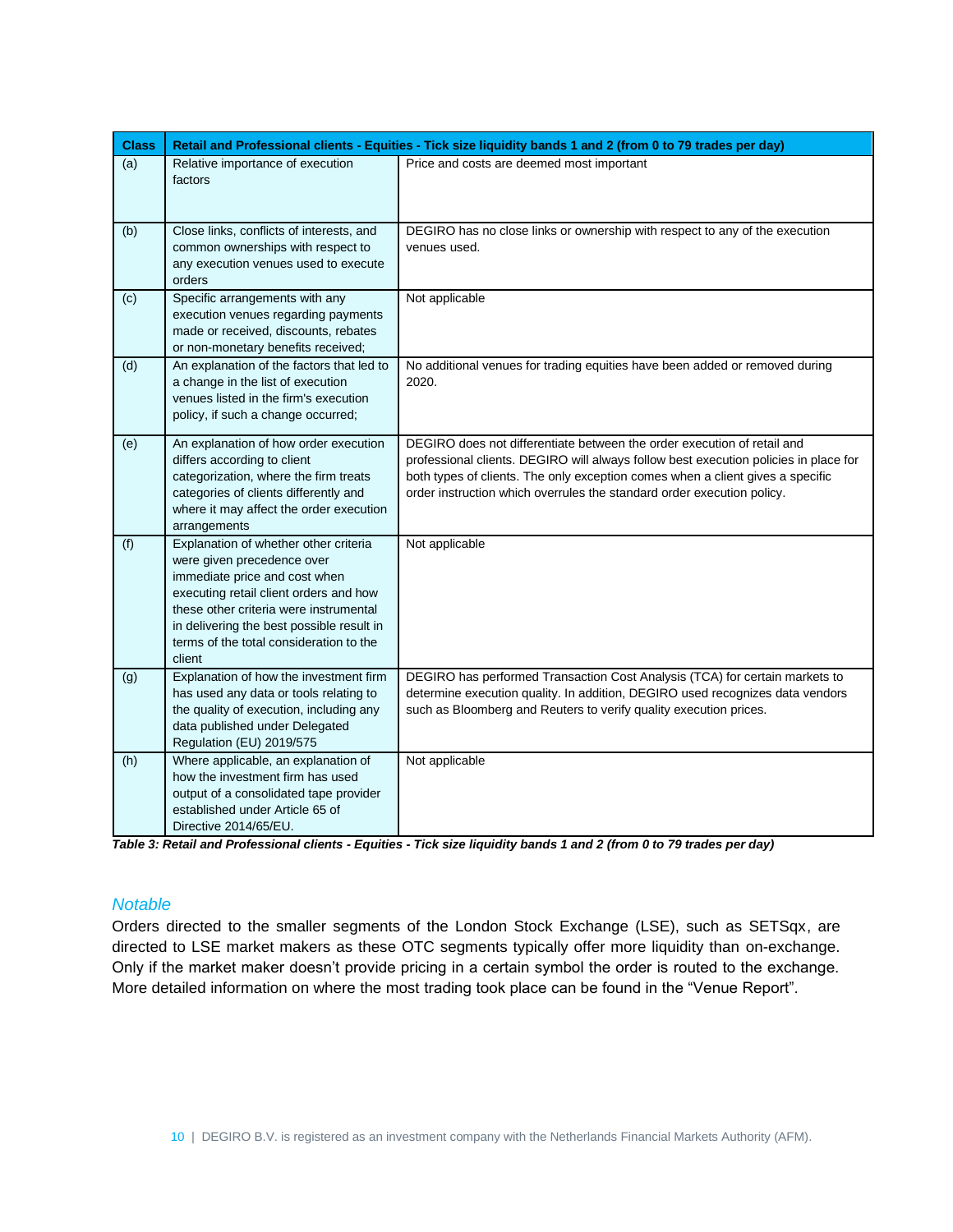| Class | Retail and Professional clients - Equities - Tick size liquidity bands 1 and 2 (from 0 to 79 trades per day) | |
|---|---|---|
| (a) | Relative importance of execution factors | Price and costs are deemed most important |
| (b) | Close links, conflicts of interests, and common ownerships with respect to any execution venues used to execute orders | DEGIRO has no close links or ownership with respect to any of the execution venues used. |
| (c) | Specific arrangements with any execution venues regarding payments made or received, discounts, rebates or non-monetary benefits received; | Not applicable |
| (d) | An explanation of the factors that led to a change in the list of execution venues listed in the firm's execution policy, if such a change occurred; | No additional venues for trading equities have been added or removed during 2020. |
| (e) | An explanation of how order execution differs according to client categorization, where the firm treats categories of clients differently and where it may affect the order execution arrangements | DEGIRO does not differentiate between the order execution of retail and professional clients. DEGIRO will always follow best execution policies in place for both types of clients. The only exception comes when a client gives a specific order instruction which overrules the standard order execution policy. |
| (f) | Explanation of whether other criteria were given precedence over immediate price and cost when executing retail client orders and how these other criteria were instrumental in delivering the best possible result in terms of the total consideration to the client | Not applicable |
| (g) | Explanation of how the investment firm has used any data or tools relating to the quality of execution, including any data published under Delegated Regulation (EU) 2019/575 | DEGIRO has performed Transaction Cost Analysis (TCA) for certain markets to determine execution quality. In addition, DEGIRO used recognizes data vendors such as Bloomberg and Reuters to verify quality execution prices. |
| (h) | Where applicable, an explanation of how the investment firm has used output of a consolidated tape provider established under Article 65 of Directive 2014/65/EU. | Not applicable |

***Table 3: Retail and Professional clients - Equities - Tick size liquidity bands 1 and 2 (from 0 to 79 trades per day)***

### *Notable*

Orders directed to the smaller segments of the London Stock Exchange (LSE), such as SETSqx, are directed to LSE market makers as these OTC segments typically offer more liquidity than on-exchange. Only if the market maker doesn't provide pricing in a certain symbol the order is routed to the exchange. More detailed information on where the most trading took place can be found in the "Venue Report".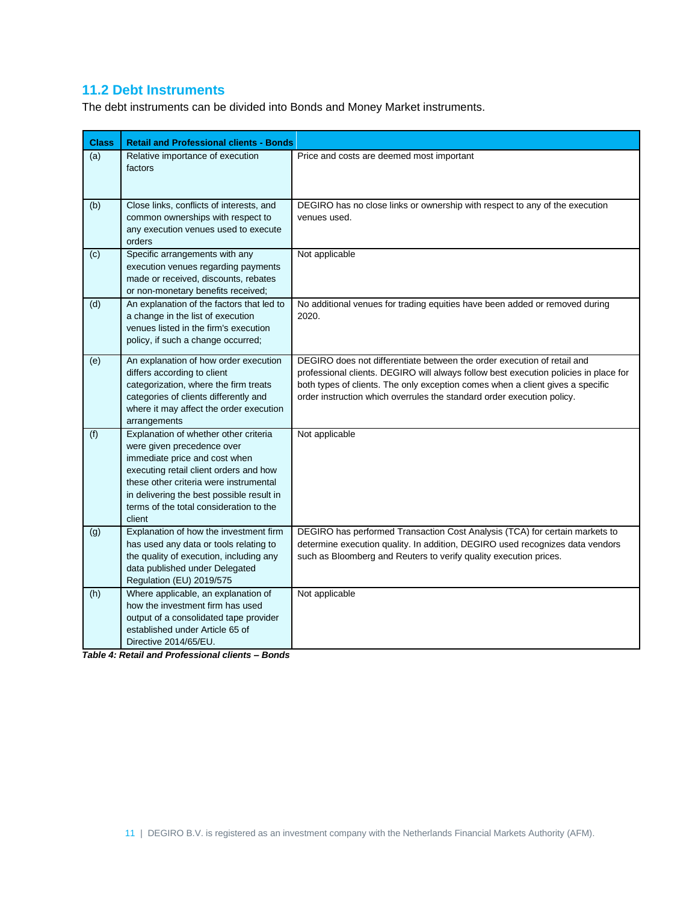## 11.2 Debt Instruments

The debt instruments can be divided into Bonds and Money Market instruments.

| Class | Retail and Professional clients - Bonds | |
|---|---|---|
| (a) | Relative importance of execution factors | Price and costs are deemed most important |
| (b) | Close links, conflicts of interests, and common ownerships with respect to any execution venues used to execute orders | DEGIRO has no close links or ownership with respect to any of the execution venues used. |
| (c) | Specific arrangements with any execution venues regarding payments made or received, discounts, rebates or non-monetary benefits received; | Not applicable |
| (d) | An explanation of the factors that led to a change in the list of execution venues listed in the firm's execution policy, if such a change occurred; | No additional venues for trading equities have been added or removed during 2020. |
| (e) | An explanation of how order execution differs according to client categorization, where the firm treats categories of clients differently and where it may affect the order execution arrangements | DEGIRO does not differentiate between the order execution of retail and professional clients. DEGIRO will always follow best execution policies in place for both types of clients. The only exception comes when a client gives a specific order instruction which overrules the standard order execution policy. |
| (f) | Explanation of whether other criteria were given precedence over immediate price and cost when executing retail client orders and how these other criteria were instrumental in delivering the best possible result in terms of the total consideration to the client | Not applicable |
| (g) | Explanation of how the investment firm has used any data or tools relating to the quality of execution, including any data published under Delegated Regulation (EU) 2019/575 | DEGIRO has performed Transaction Cost Analysis (TCA) for certain markets to determine execution quality. In addition, DEGIRO used recognizes data vendors such as Bloomberg and Reuters to verify quality execution prices. |
| (h) | Where applicable, an explanation of how the investment firm has used output of a consolidated tape provider established under Article 65 of Directive 2014/65/EU. | Not applicable |

***Table 4: Retail and Professional clients – Bonds***

DEGIRO B.V. is registered as an investment company with the Netherlands Financial Markets Authority (AFM).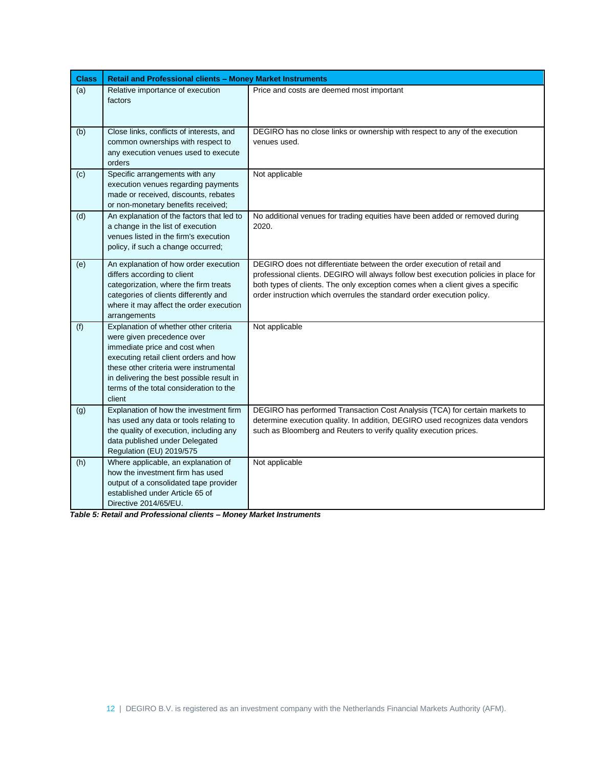| Class | Retail and Professional clients – Money Market Instruments | |
|---|---|---|
| (a) | Relative importance of execution factors | Price and costs are deemed most important |
| (b) | Close links, conflicts of interests, and common ownerships with respect to any execution venues used to execute orders | DEGIRO has no close links or ownership with respect to any of the execution venues used. |
| (c) | Specific arrangements with any execution venues regarding payments made or received, discounts, rebates or non-monetary benefits received; | Not applicable |
| (d) | An explanation of the factors that led to a change in the list of execution venues listed in the firm's execution policy, if such a change occurred; | No additional venues for trading equities have been added or removed during 2020. |
| (e) | An explanation of how order execution differs according to client categorization, where the firm treats categories of clients differently and where it may affect the order execution arrangements | DEGIRO does not differentiate between the order execution of retail and professional clients. DEGIRO will always follow best execution policies in place for both types of clients. The only exception comes when a client gives a specific order instruction which overrules the standard order execution policy. |
| (f) | Explanation of whether other criteria were given precedence over immediate price and cost when executing retail client orders and how these other criteria were instrumental in delivering the best possible result in terms of the total consideration to the client | Not applicable |
| (g) | Explanation of how the investment firm has used any data or tools relating to the quality of execution, including any data published under Delegated Regulation (EU) 2019/575 | DEGIRO has performed Transaction Cost Analysis (TCA) for certain markets to determine execution quality. In addition, DEGIRO used recognizes data vendors such as Bloomberg and Reuters to verify quality execution prices. |
| (h) | Where applicable, an explanation of how the investment firm has used output of a consolidated tape provider established under Article 65 of Directive 2014/65/EU. | Not applicable |

***Table 5: Retail and Professional clients – Money Market Instruments***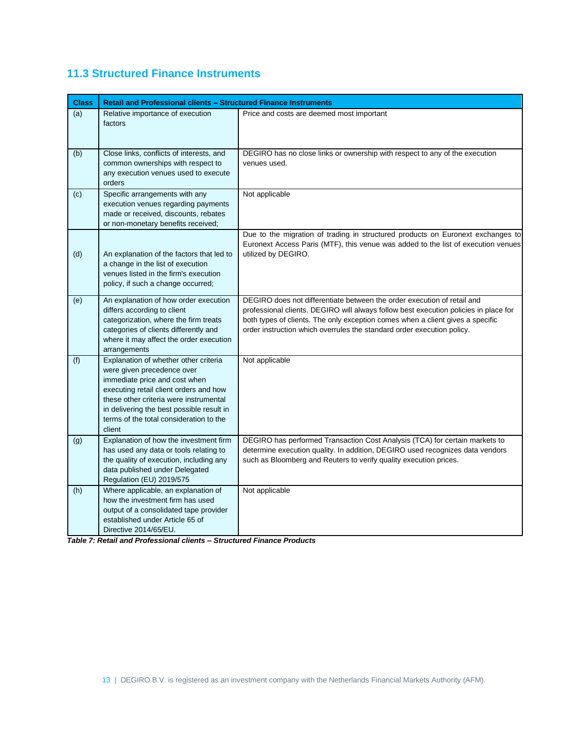## 11.3 Structured Finance Instruments

| Class | Retail and Professional clients – Structured Finance Instruments | |
|---|---|---|
| (a) | Relative importance of execution factors | Price and costs are deemed most important |
| (b) | Close links, conflicts of interests, and common ownerships with respect to any execution venues used to execute orders | DEGIRO has no close links or ownership with respect to any of the execution venues used. |
| (c) | Specific arrangements with any execution venues regarding payments made or received, discounts, rebates or non-monetary benefits received; | Not applicable |
| (d) | An explanation of the factors that led to a change in the list of execution venues listed in the firm's execution policy, if such a change occurred; | Due to the migration of trading in structured products on Euronext exchanges to Euronext Access Paris (MTF), this venue was added to the list of execution venues utilized by DEGIRO. |
| (e) | An explanation of how order execution differs according to client categorization, where the firm treats categories of clients differently and where it may affect the order execution arrangements | DEGIRO does not differentiate between the order execution of retail and professional clients. DEGIRO will always follow best execution policies in place for both types of clients. The only exception comes when a client gives a specific order instruction which overrules the standard order execution policy. |
| (f) | Explanation of whether other criteria were given precedence over immediate price and cost when executing retail client orders and how these other criteria were instrumental in delivering the best possible result in terms of the total consideration to the client | Not applicable |
| (g) | Explanation of how the investment firm has used any data or tools relating to the quality of execution, including any data published under Delegated Regulation (EU) 2019/575 | DEGIRO has performed Transaction Cost Analysis (TCA) for certain markets to determine execution quality. In addition, DEGIRO used recognizes data vendors such as Bloomberg and Reuters to verify quality execution prices. |
| (h) | Where applicable, an explanation of how the investment firm has used output of a consolidated tape provider established under Article 65 of Directive 2014/65/EU. | Not applicable |

***Table 7: Retail and Professional clients – Structured Finance Products***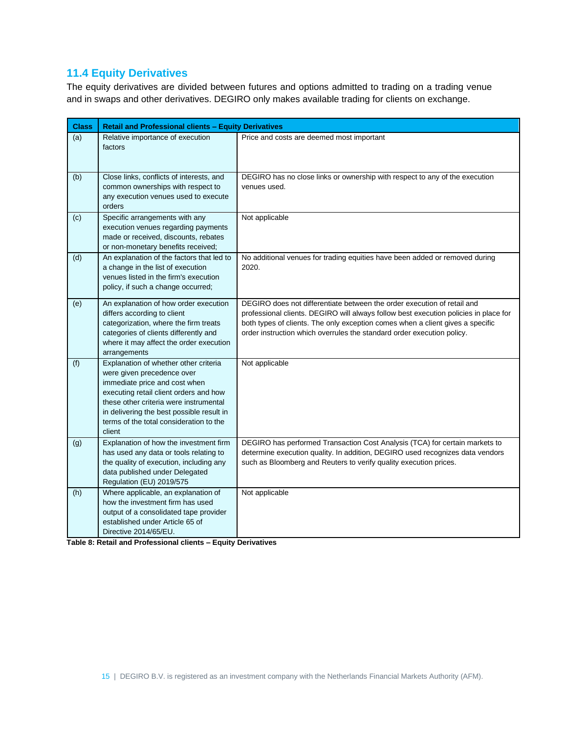## 11.4 Equity Derivatives

The equity derivatives are divided between futures and options admitted to trading on a trading venue and in swaps and other derivatives. DEGIRO only makes available trading for clients on exchange.

| Class | Retail and Professional clients – Equity Derivatives | |
|---|---|---|
| (a) | Relative importance of execution factors | Price and costs are deemed most important |
| (b) | Close links, conflicts of interests, and common ownerships with respect to any execution venues used to execute orders | DEGIRO has no close links or ownership with respect to any of the execution venues used. |
| (c) | Specific arrangements with any execution venues regarding payments made or received, discounts, rebates or non-monetary benefits received; | Not applicable |
| (d) | An explanation of the factors that led to a change in the list of execution venues listed in the firm's execution policy, if such a change occurred; | No additional venues for trading equities have been added or removed during 2020. |
| (e) | An explanation of how order execution differs according to client categorization, where the firm treats categories of clients differently and where it may affect the order execution arrangements | DEGIRO does not differentiate between the order execution of retail and professional clients. DEGIRO will always follow best execution policies in place for both types of clients. The only exception comes when a client gives a specific order instruction which overrules the standard order execution policy. |
| (f) | Explanation of whether other criteria were given precedence over immediate price and cost when executing retail client orders and how these other criteria were instrumental in delivering the best possible result in terms of the total consideration to the client | Not applicable |
| (g) | Explanation of how the investment firm has used any data or tools relating to the quality of execution, including any data published under Delegated Regulation (EU) 2019/575 | DEGIRO has performed Transaction Cost Analysis (TCA) for certain markets to determine execution quality. In addition, DEGIRO used recognizes data vendors such as Bloomberg and Reuters to verify quality execution prices. |
| (h) | Where applicable, an explanation of how the investment firm has used output of a consolidated tape provider established under Article 65 of Directive 2014/65/EU. | Not applicable |

**Table 8: Retail and Professional clients – Equity Derivatives**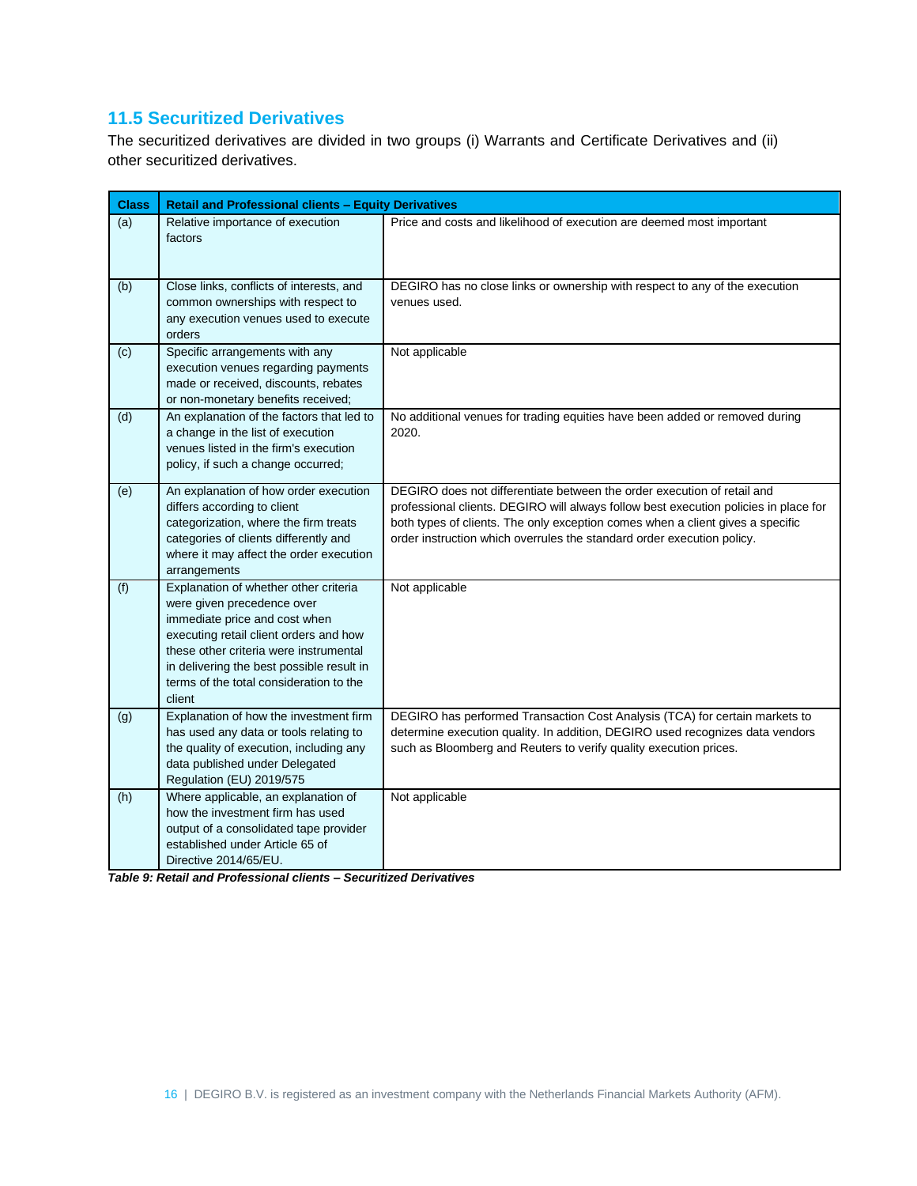## 11.5 Securitized Derivatives

The securitized derivatives are divided in two groups (i) Warrants and Certificate Derivatives and (ii) other securitized derivatives.

| Class | Retail and Professional clients – Equity Derivatives | |
|---|---|---|
| (a) | Relative importance of execution factors | Price and costs and likelihood of execution are deemed most important |
| (b) | Close links, conflicts of interests, and common ownerships with respect to any execution venues used to execute orders | DEGIRO has no close links or ownership with respect to any of the execution venues used. |
| (c) | Specific arrangements with any execution venues regarding payments made or received, discounts, rebates or non-monetary benefits received; | Not applicable |
| (d) | An explanation of the factors that led to a change in the list of execution venues listed in the firm's execution policy, if such a change occurred; | No additional venues for trading equities have been added or removed during 2020. |
| (e) | An explanation of how order execution differs according to client categorization, where the firm treats categories of clients differently and where it may affect the order execution arrangements | DEGIRO does not differentiate between the order execution of retail and professional clients. DEGIRO will always follow best execution policies in place for both types of clients. The only exception comes when a client gives a specific order instruction which overrules the standard order execution policy. |
| (f) | Explanation of whether other criteria were given precedence over immediate price and cost when executing retail client orders and how these other criteria were instrumental in delivering the best possible result in terms of the total consideration to the client | Not applicable |
| (g) | Explanation of how the investment firm has used any data or tools relating to the quality of execution, including any data published under Delegated Regulation (EU) 2019/575 | DEGIRO has performed Transaction Cost Analysis (TCA) for certain markets to determine execution quality. In addition, DEGIRO used recognizes data vendors such as Bloomberg and Reuters to verify quality execution prices. |
| (h) | Where applicable, an explanation of how the investment firm has used output of a consolidated tape provider established under Article 65 of Directive 2014/65/EU. | Not applicable |

***Table 9: Retail and Professional clients – Securitized Derivatives***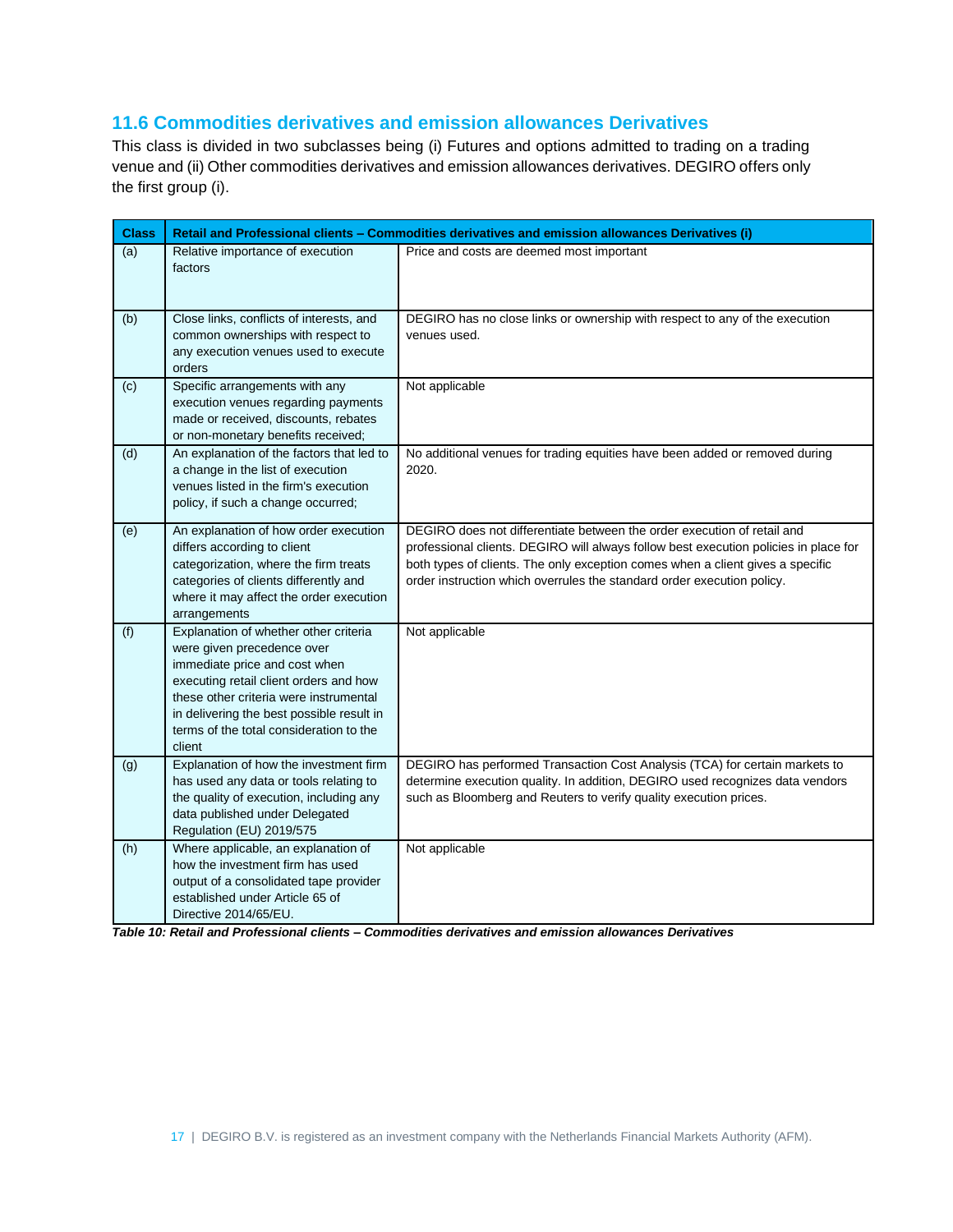## 11.6 Commodities derivatives and emission allowances Derivatives

This class is divided in two subclasses being (i) Futures and options admitted to trading on a trading venue and (ii) Other commodities derivatives and emission allowances derivatives. DEGIRO offers only the first group (i).

| Class | Retail and Professional clients – Commodities derivatives and emission allowances Derivatives (i) | |
|---|---|---|
| (a) | Relative importance of execution factors | Price and costs are deemed most important |
| (b) | Close links, conflicts of interests, and common ownerships with respect to any execution venues used to execute orders | DEGIRO has no close links or ownership with respect to any of the execution venues used. |
| (c) | Specific arrangements with any execution venues regarding payments made or received, discounts, rebates or non-monetary benefits received; | Not applicable |
| (d) | An explanation of the factors that led to a change in the list of execution venues listed in the firm's execution policy, if such a change occurred; | No additional venues for trading equities have been added or removed during 2020. |
| (e) | An explanation of how order execution differs according to client categorization, where the firm treats categories of clients differently and where it may affect the order execution arrangements | DEGIRO does not differentiate between the order execution of retail and professional clients. DEGIRO will always follow best execution policies in place for both types of clients. The only exception comes when a client gives a specific order instruction which overrules the standard order execution policy. |
| (f) | Explanation of whether other criteria were given precedence over immediate price and cost when executing retail client orders and how these other criteria were instrumental in delivering the best possible result in terms of the total consideration to the client | Not applicable |
| (g) | Explanation of how the investment firm has used any data or tools relating to the quality of execution, including any data published under Delegated Regulation (EU) 2019/575 | DEGIRO has performed Transaction Cost Analysis (TCA) for certain markets to determine execution quality. In addition, DEGIRO used recognizes data vendors such as Bloomberg and Reuters to verify quality execution prices. |
| (h) | Where applicable, an explanation of how the investment has used output of a consolidated tape provider established under Article 65 of Directive 2014/65/EU. | Not applicable |

***Table 10: Retail and Professional clients – Commodities derivatives and emission allowances Derivatives***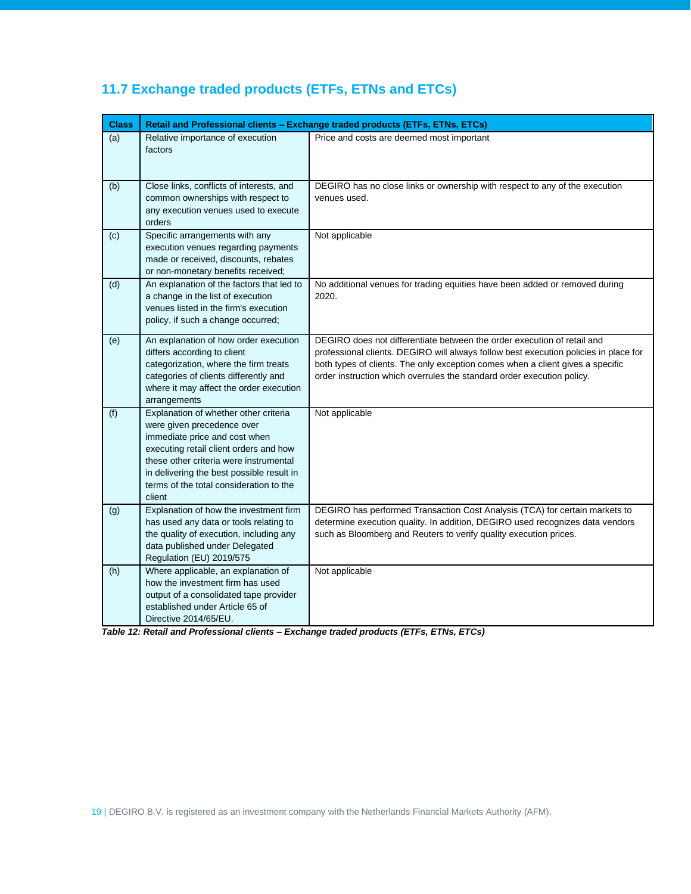## 11.7 Exchange traded products (ETFs, ETNs and ETCs)

| Class | Retail and Professional clients – Exchange traded products (ETFs, ETNs, ETCs) | |
|---|---|---|
| (a) | Relative importance of execution factors | Price and costs are deemed most important |
| (b) | Close links, conflicts of interests, and common ownerships with respect to any execution venues used to execute orders | DEGIRO has no close links or ownership with respect to any of the execution venues used. |
| (c) | Specific arrangements with any execution venues regarding payments made or received, discounts, rebates or non-monetary benefits received; | Not applicable |
| (d) | An explanation of the factors that led to a change in the list of execution venues listed in the firm's execution policy, if such a change occurred; | No additional venues for trading equities have been added or removed during 2020. |
| (e) | An explanation of how order execution differs according to client categorization, where the firm treats categories of clients differently and where it may affect the order execution arrangements | DEGIRO does not differentiate between the order execution of retail and professional clients. DEGIRO will always follow best execution policies in place for both types of clients. The only exception comes when a client gives a specific order instruction which overrules the standard order execution policy. |
| (f) | Explanation of whether other criteria were given precedence over immediate price and cost when executing retail client orders and how these other criteria were instrumental in delivering the best possible result in terms of the total consideration to the client | Not applicable |
| (g) | Explanation of how the investment firm has used any data or tools relating to the quality of execution, including any data published under Delegated Regulation (EU) 2019/575 | DEGIRO has performed Transaction Cost Analysis (TCA) for certain markets to determine execution quality. In addition, DEGIRO used recognizes data vendors such as Bloomberg and Reuters to verify quality execution prices. |
| (h) | Where applicable, an explanation of how the investment firm has used output of a consolidated tape provider established under Article 65 of Directive 2014/65/EU. | Not applicable |

***Table 12: Retail and Professional clients – Exchange traded products (ETFs, ETNs, ETCs)***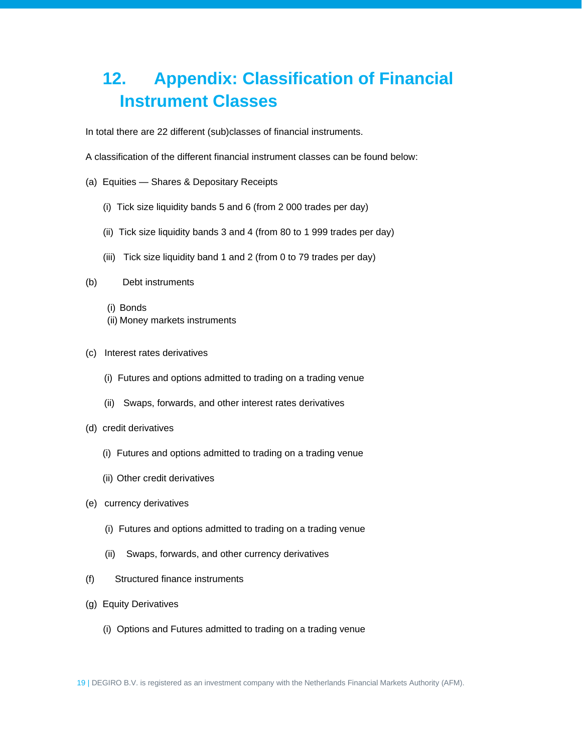# 12. Appendix: Classification of Financial Instrument Classes

In total there are 22 different (sub)classes of financial instruments.

A classification of the different financial instrument classes can be found below:

(a) Equities — Shares & Depositary Receipts

   (i) Tick size liquidity bands 5 and 6 (from 2 000 trades per day)

   (ii) Tick size liquidity bands 3 and 4 (from 80 to 1 999 trades per day)

   (iii) Tick size liquidity band 1 and 2 (from 0 to 79 trades per day)

(b) Debt instruments

   (i) Bonds
   (ii) Money markets instruments

(c) Interest rates derivatives

   (i) Futures and options admitted to trading on a trading venue

   (ii) Swaps, forwards, and other interest rates derivatives

(d) credit derivatives

   (i) Futures and options admitted to trading on a trading venue

   (ii) Other credit derivatives

(e) currency derivatives

   (i) Futures and options admitted to trading on a trading venue

   (ii) Swaps, forwards, and other currency derivatives

(f) Structured finance instruments

(g) Equity Derivatives

   (i) Options and Futures admitted to trading on a trading venue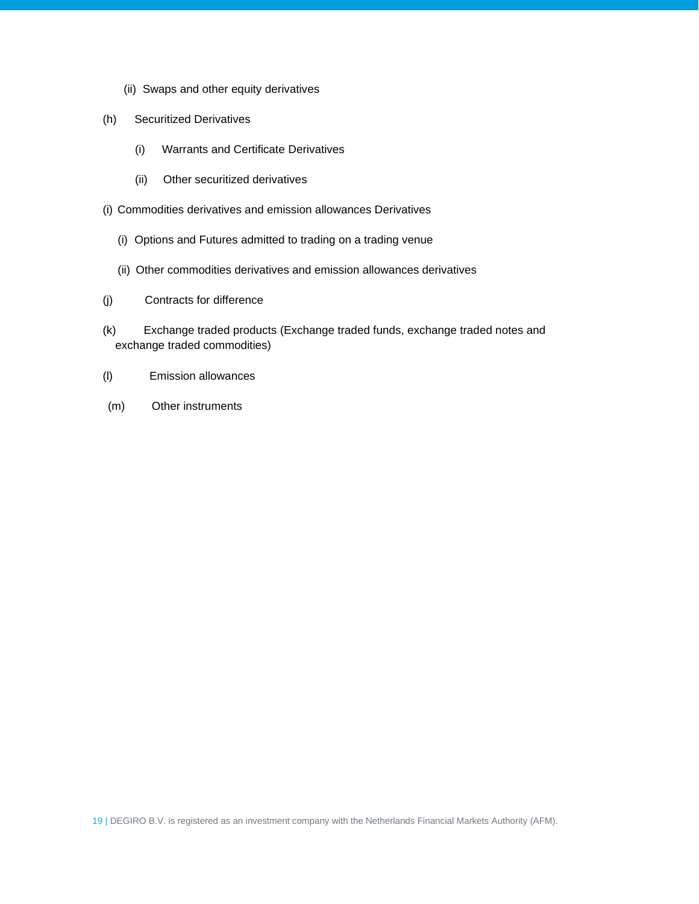(ii) Swaps and other equity derivatives

(h) Securitized Derivatives

(i) Warrants and Certificate Derivatives

(ii) Other securitized derivatives

(i) Commodities derivatives and emission allowances Derivatives

(i) Options and Futures admitted to trading on a trading venue

(ii) Other commodities derivatives and emission allowances derivatives

(j) Contracts for difference

(k) Exchange traded products (Exchange traded funds, exchange traded notes and exchange traded commodities)

(l) Emission allowances

(m) Other instruments